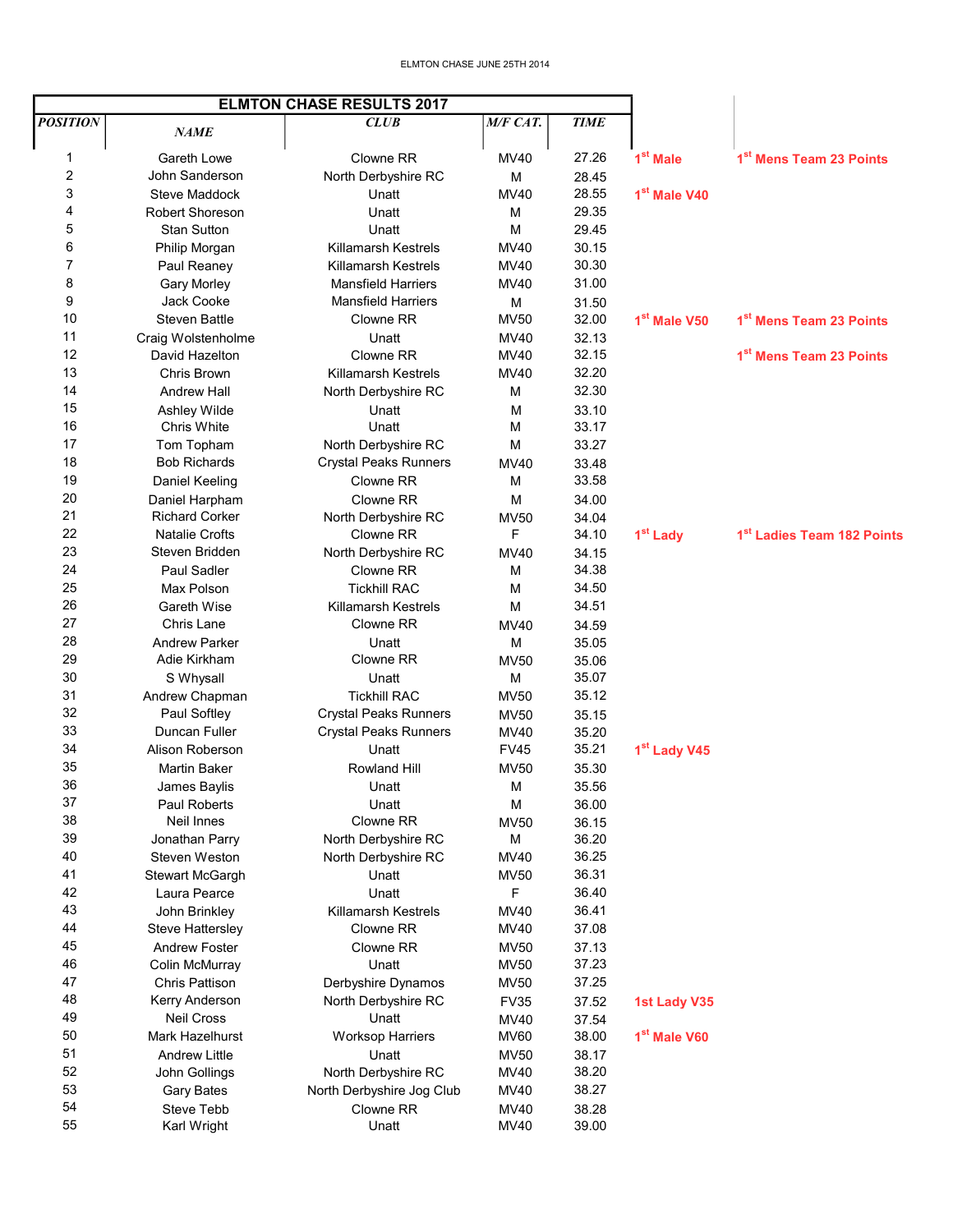ELMTON CHASE JUNE 25TH 2014

## ELMTON CHASE RESULTS 2017

| POSITION | NAME | CLUB | M/F CAT. | TIME | | |
|---|---|---|---|---|---|---|
| 1 | Gareth Lowe | Clowne RR | MV40 | 27.26 | 1st Male | 1st Mens Team 23 Points |
| 2 | John Sanderson | North Derbyshire RC | M | 28.45 | | |
| 3 | Steve Maddock | Unatt | MV40 | 28.55 | 1st Male V40 | |
| 4 | Robert Shoreson | Unatt | M | 29.35 | | |
| 5 | Stan Sutton | Unatt | M | 29.45 | | |
| 6 | Philip Morgan | Killamarsh Kestrels | MV40 | 30.15 | | |
| 7 | Paul Reaney | Killamarsh Kestrels | MV40 | 30.30 | | |
| 8 | Gary Morley | Mansfield Harriers | MV40 | 31.00 | | |
| 9 | Jack Cooke | Mansfield Harriers | M | 31.50 | | |
| 10 | Steven Battle | Clowne RR | MV50 | 32.00 | 1st Male V50 | 1st Mens Team 23 Points |
| 11 | Craig Wolstenholme | Unatt | MV40 | 32.13 | | |
| 12 | David Hazelton | Clowne RR | MV40 | 32.15 | | 1st Mens Team 23 Points |
| 13 | Chris Brown | Killamarsh Kestrels | MV40 | 32.20 | | |
| 14 | Andrew Hall | North Derbyshire RC | M | 32.30 | | |
| 15 | Ashley Wilde | Unatt | M | 33.10 | | |
| 16 | Chris White | Unatt | M | 33.17 | | |
| 17 | Tom Topham | North Derbyshire RC | M | 33.27 | | |
| 18 | Bob Richards | Crystal Peaks Runners | MV40 | 33.48 | | |
| 19 | Daniel Keeling | Clowne RR | M | 33.58 | | |
| 20 | Daniel Harpham | Clowne RR | M | 34.00 | | |
| 21 | Richard Corker | North Derbyshire RC | MV50 | 34.04 | | |
| 22 | Natalie Crofts | Clowne RR | F | 34.10 | 1st Lady | 1st Ladies Team 182 Points |
| 23 | Steven Bridden | North Derbyshire RC | MV40 | 34.15 | | |
| 24 | Paul Sadler | Clowne RR | M | 34.38 | | |
| 25 | Max Polson | Tickhill RAC | M | 34.50 | | |
| 26 | Gareth Wise | Killamarsh Kestrels | M | 34.51 | | |
| 27 | Chris Lane | Clowne RR | MV40 | 34.59 | | |
| 28 | Andrew Parker | Unatt | M | 35.05 | | |
| 29 | Adie Kirkham | Clowne RR | MV50 | 35.06 | | |
| 30 | S Whysall | Unatt | M | 35.07 | | |
| 31 | Andrew Chapman | Tickhill RAC | MV50 | 35.12 | | |
| 32 | Paul Softley | Crystal Peaks Runners | MV50 | 35.15 | | |
| 33 | Duncan Fuller | Crystal Peaks Runners | MV40 | 35.20 | | |
| 34 | Alison Roberson | Unatt | FV45 | 35.21 | 1st Lady V45 | |
| 35 | Martin Baker | Rowland Hill | MV50 | 35.30 | | |
| 36 | James Baylis | Unatt | M | 35.56 | | |
| 37 | Paul Roberts | Unatt | M | 36.00 | | |
| 38 | Neil Innes | Clowne RR | MV50 | 36.15 | | |
| 39 | Jonathan Parry | North Derbyshire RC | M | 36.20 | | |
| 40 | Steven Weston | North Derbyshire RC | MV40 | 36.25 | | |
| 41 | Stewart McGargh | Unatt | MV50 | 36.31 | | |
| 42 | Laura Pearce | Unatt | F | 36.40 | | |
| 43 | John Brinkley | Killamarsh Kestrels | MV40 | 36.41 | | |
| 44 | Steve Hattersley | Clowne RR | MV40 | 37.08 | | |
| 45 | Andrew Foster | Clowne RR | MV50 | 37.13 | | |
| 46 | Colin McMurray | Unatt | MV50 | 37.23 | | |
| 47 | Chris Pattison | Derbyshire Dynamos | MV50 | 37.25 | | |
| 48 | Kerry Anderson | North Derbyshire RC | FV35 | 37.52 | 1st Lady V35 | |
| 49 | Neil Cross | Unatt | MV40 | 37.54 | | |
| 50 | Mark Hazelhurst | Worksop Harriers | MV60 | 38.00 | 1st Male V60 | |
| 51 | Andrew Little | Unatt | MV50 | 38.17 | | |
| 52 | John Gollings | North Derbyshire RC | MV40 | 38.20 | | |
| 53 | Gary Bates | North Derbyshire Jog Club | MV40 | 38.27 | | |
| 54 | Steve Tebb | Clowne RR | MV40 | 38.28 | | |
| 55 | Karl Wright | Unatt | MV40 | 39.00 | | |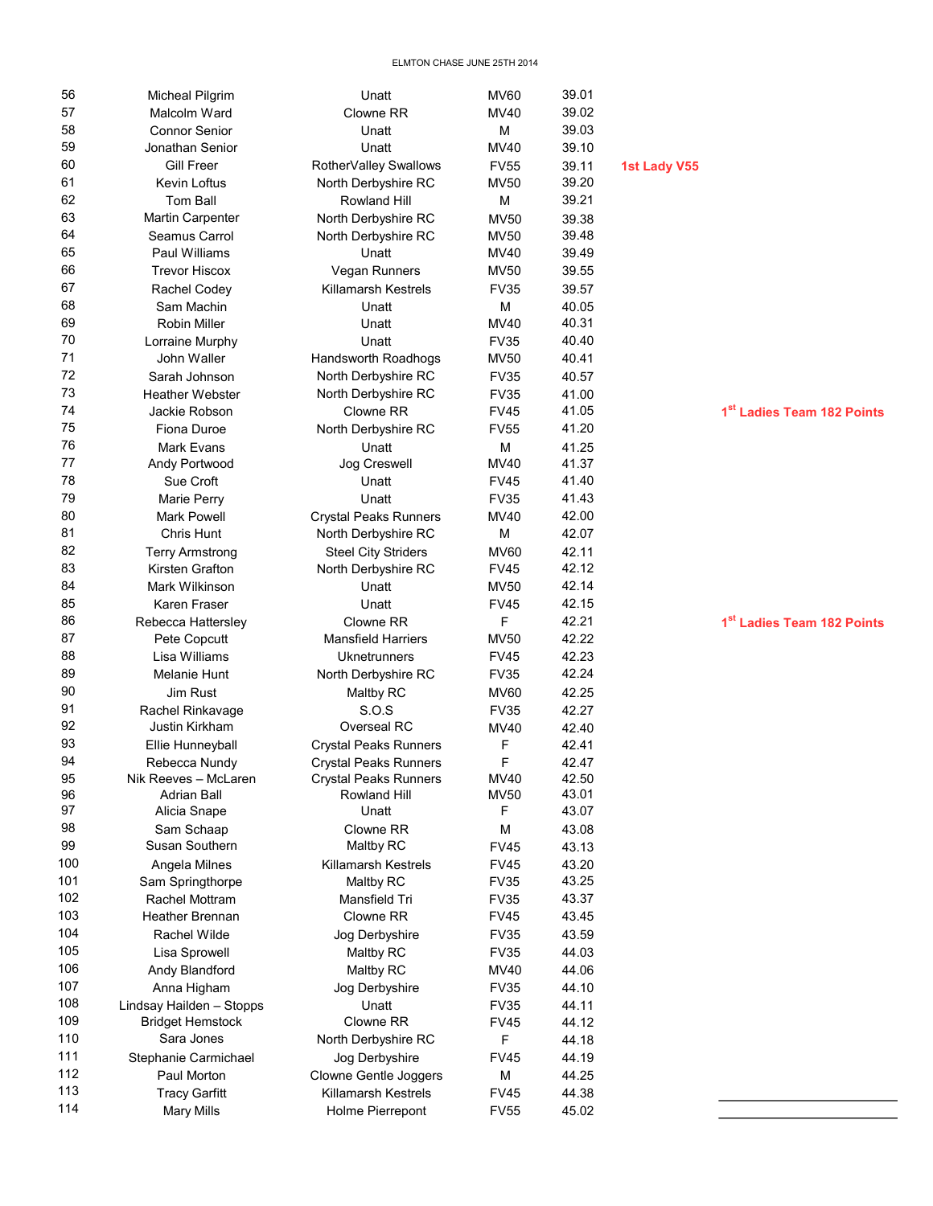ELMTON CHASE JUNE 25TH 2014

| | | | | | | |
|---|---|---|---|---|---|---|
| 56 | Micheal Pilgrim | Unatt | MV60 | 39.01 | | |
| 57 | Malcolm Ward | Clowne RR | MV40 | 39.02 | | |
| 58 | Connor Senior | Unatt | M | 39.03 | | |
| 59 | Jonathan Senior | Unatt | MV40 | 39.10 | | |
| 60 | Gill Freer | RotherValley Swallows | FV55 | 39.11 | **1st Lady V55** | |
| 61 | Kevin Loftus | North Derbyshire RC | MV50 | 39.20 | | |
| 62 | Tom Ball | Rowland Hill | M | 39.21 | | |
| 63 | Martin Carpenter | North Derbyshire RC | MV50 | 39.38 | | |
| 64 | Seamus Carrol | North Derbyshire RC | MV50 | 39.48 | | |
| 65 | Paul Williams | Unatt | MV40 | 39.49 | | |
| 66 | Trevor Hiscox | Vegan Runners | MV50 | 39.55 | | |
| 67 | Rachel Codey | Killamarsh Kestrels | FV35 | 39.57 | | |
| 68 | Sam Machin | Unatt | M | 40.05 | | |
| 69 | Robin Miller | Unatt | MV40 | 40.31 | | |
| 70 | Lorraine Murphy | Unatt | FV35 | 40.40 | | |
| 71 | John Waller | Handsworth Roadhogs | MV50 | 40.41 | | |
| 72 | Sarah Johnson | North Derbyshire RC | FV35 | 40.57 | | |
| 73 | Heather Webster | North Derbyshire RC | FV35 | 41.00 | | |
| 74 | Jackie Robson | Clowne RR | FV45 | 41.05 | | **1st Ladies Team 182 Points** |
| 75 | Fiona Duroe | North Derbyshire RC | FV55 | 41.20 | | |
| 76 | Mark Evans | Unatt | M | 41.25 | | |
| 77 | Andy Portwood | Jog Creswell | MV40 | 41.37 | | |
| 78 | Sue Croft | Unatt | FV45 | 41.40 | | |
| 79 | Marie Perry | Unatt | FV35 | 41.43 | | |
| 80 | Mark Powell | Crystal Peaks Runners | MV40 | 42.00 | | |
| 81 | Chris Hunt | North Derbyshire RC | M | 42.07 | | |
| 82 | Terry Armstrong | Steel City Striders | MV60 | 42.11 | | |
| 83 | Kirsten Grafton | North Derbyshire RC | FV45 | 42.12 | | |
| 84 | Mark Wilkinson | Unatt | MV50 | 42.14 | | |
| 85 | Karen Fraser | Unatt | FV45 | 42.15 | | |
| 86 | Rebecca Hattersley | Clowne RR | F | 42.21 | | **1st Ladies Team 182 Points** |
| 87 | Pete Copcutt | Mansfield Harriers | MV50 | 42.22 | | |
| 88 | Lisa Williams | Uknetrunners | FV45 | 42.23 | | |
| 89 | Melanie Hunt | North Derbyshire RC | FV35 | 42.24 | | |
| 90 | Jim Rust | Maltby RC | MV60 | 42.25 | | |
| 91 | Rachel Rinkavage | S.O.S | FV35 | 42.27 | | |
| 92 | Justin Kirkham | Overseal RC | MV40 | 42.40 | | |
| 93 | Ellie Hunneyball | Crystal Peaks Runners | F | 42.41 | | |
| 94 | Rebecca Nundy | Crystal Peaks Runners | F | 42.47 | | |
| 95 | Nik Reeves – McLaren | Crystal Peaks Runners | MV40 | 42.50 | | |
| 96 | Adrian Ball | Rowland Hill | MV50 | 43.01 | | |
| 97 | Alicia Snape | Unatt | F | 43.07 | | |
| 98 | Sam Schaap | Clowne RR | M | 43.08 | | |
| 99 | Susan Southern | Maltby RC | FV45 | 43.13 | | |
| 100 | Angela Milnes | Killamarsh Kestrels | FV45 | 43.20 | | |
| 101 | Sam Springthorpe | Maltby RC | FV35 | 43.25 | | |
| 102 | Rachel Mottram | Mansfield Tri | FV35 | 43.37 | | |
| 103 | Heather Brennan | Clowne RR | FV45 | 43.45 | | |
| 104 | Rachel Wilde | Jog Derbyshire | FV35 | 43.59 | | |
| 105 | Lisa Sprowell | Maltby RC | FV35 | 44.03 | | |
| 106 | Andy Blandford | Maltby RC | MV40 | 44.06 | | |
| 107 | Anna Higham | Jog Derbyshire | FV35 | 44.10 | | |
| 108 | Lindsay Hailden – Stopps | Unatt | FV35 | 44.11 | | |
| 109 | Bridget Hemstock | Clowne RR | FV45 | 44.12 | | |
| 110 | Sara Jones | North Derbyshire RC | F | 44.18 | | |
| 111 | Stephanie Carmichael | Jog Derbyshire | FV45 | 44.19 | | |
| 112 | Paul Morton | Clowne Gentle Joggers | M | 44.25 | | |
| 113 | Tracy Garfitt | Killamarsh Kestrels | FV45 | 44.38 | | |
| 114 | Mary Mills | Holme Pierrepont | FV55 | 45.02 | | |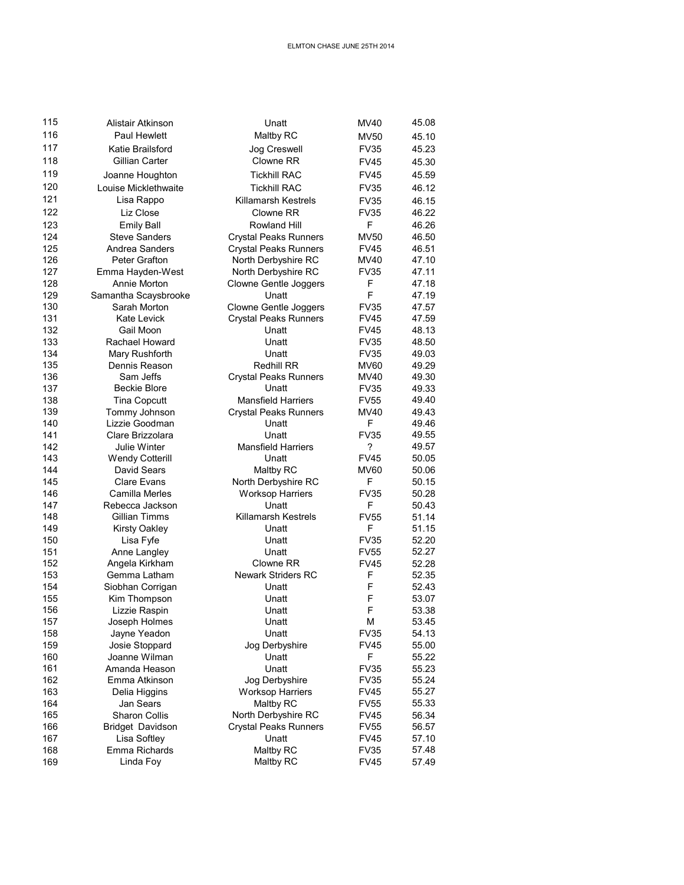| | | | | |
|---|---|---|---|---|
| 115 | Alistair Atkinson | Unatt | MV40 | 45.08 |
| 116 | Paul Hewlett | Maltby RC | MV50 | 45.10 |
| 117 | Katie Brailsford | Jog Creswell | FV35 | 45.23 |
| 118 | Gillian Carter | Clowne RR | FV45 | 45.30 |
| 119 | Joanne Houghton | Tickhill RAC | FV45 | 45.59 |
| 120 | Louise Micklethwaite | Tickhill RAC | FV35 | 46.12 |
| 121 | Lisa Rappo | Killamarsh Kestrels | FV35 | 46.15 |
| 122 | Liz Close | Clowne RR | FV35 | 46.22 |
| 123 | Emily Ball | Rowland Hill | F | 46.26 |
| 124 | Steve Sanders | Crystal Peaks Runners | MV50 | 46.50 |
| 125 | Andrea Sanders | Crystal Peaks Runners | FV45 | 46.51 |
| 126 | Peter Grafton | North Derbyshire RC | MV40 | 47.10 |
| 127 | Emma Hayden-West | North Derbyshire RC | FV35 | 47.11 |
| 128 | Annie Morton | Clowne Gentle Joggers | F | 47.18 |
| 129 | Samantha Scaysbrooke | Unatt | F | 47.19 |
| 130 | Sarah Morton | Clowne Gentle Joggers | FV35 | 47.57 |
| 131 | Kate Levick | Crystal Peaks Runners | FV45 | 47.59 |
| 132 | Gail Moon | Unatt | FV45 | 48.13 |
| 133 | Rachael Howard | Unatt | FV35 | 48.50 |
| 134 | Mary Rushforth | Unatt | FV35 | 49.03 |
| 135 | Dennis Reason | Redhill RR | MV60 | 49.29 |
| 136 | Sam Jeffs | Crystal Peaks Runners | MV40 | 49.30 |
| 137 | Beckie Blore | Unatt | FV35 | 49.33 |
| 138 | Tina Copcutt | Mansfield Harriers | FV55 | 49.40 |
| 139 | Tommy Johnson | Crystal Peaks Runners | MV40 | 49.43 |
| 140 | Lizzie Goodman | Unatt | F | 49.46 |
| 141 | Clare Brizzolara | Unatt | FV35 | 49.55 |
| 142 | Julie Winter | Mansfield Harriers | ? | 49.57 |
| 143 | Wendy Cotterill | Unatt | FV45 | 50.05 |
| 144 | David Sears | Maltby RC | MV60 | 50.06 |
| 145 | Clare Evans | North Derbyshire RC | F | 50.15 |
| 146 | Camilla Merles | Worksop Harriers | FV35 | 50.28 |
| 147 | Rebecca Jackson | Unatt | F | 50.43 |
| 148 | Gillian Timms | Killamarsh Kestrels | FV55 | 51.14 |
| 149 | Kirsty Oakley | Unatt | F | 51.15 |
| 150 | Lisa Fyfe | Unatt | FV35 | 52.20 |
| 151 | Anne Langley | Unatt | FV55 | 52.27 |
| 152 | Angela Kirkham | Clowne RR | FV45 | 52.28 |
| 153 | Gemma Latham | Newark Striders RC | F | 52.35 |
| 154 | Siobhan Corrigan | Unatt | F | 52.43 |
| 155 | Kim Thompson | Unatt | F | 53.07 |
| 156 | Lizzie Raspin | Unatt | F | 53.38 |
| 157 | Joseph Holmes | Unatt | M | 53.45 |
| 158 | Jayne Yeadon | Unatt | FV35 | 54.13 |
| 159 | Josie Stoppard | Jog Derbyshire | FV45 | 55.00 |
| 160 | Joanne Wilman | Unatt | F | 55.22 |
| 161 | Amanda Heason | Unatt | FV35 | 55.23 |
| 162 | Emma Atkinson | Jog Derbyshire | FV35 | 55.24 |
| 163 | Delia Higgins | Worksop Harriers | FV45 | 55.27 |
| 164 | Jan Sears | Maltby RC | FV55 | 55.33 |
| 165 | Sharon Collis | North Derbyshire RC | FV45 | 56.34 |
| 166 | Bridget Davidson | Crystal Peaks Runners | FV55 | 56.57 |
| 167 | Lisa Softley | Unatt | FV45 | 57.10 |
| 168 | Emma Richards | Maltby RC | FV35 | 57.48 |
| 169 | Linda Foy | Maltby RC | FV45 | 57.49 |